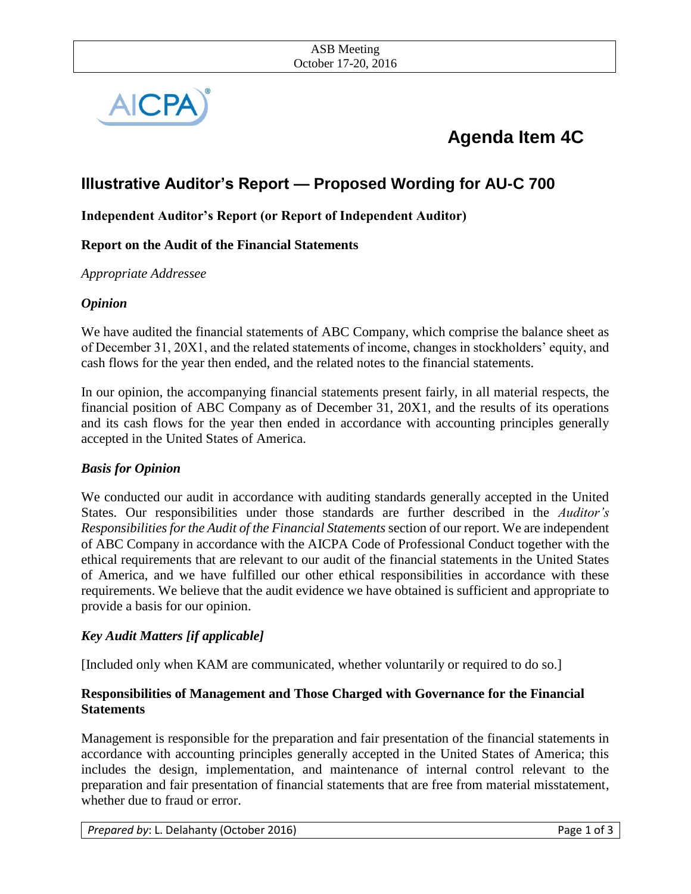# Agenda Item 4C

## Illustrative Auditor's Report — Proposed Wording for AU-C 700

**Independent Auditor's Report (or Report of Independent Auditor)**

**Report on the Audit of the Financial Statements**

*Appropriate Addressee*

***Opinion***

We have audited the financial statements of ABC Company, which comprise the balance sheet as of December 31, 20X1, and the related statements of income, changes in stockholders' equity, and cash flows for the year then ended, and the related notes to the financial statements.

In our opinion, the accompanying financial statements present fairly, in all material respects, the financial position of ABC Company as of December 31, 20X1, and the results of its operations and its cash flows for the year then ended in accordance with accounting principles generally accepted in the United States of America.

***Basis for Opinion***

We conducted our audit in accordance with auditing standards generally accepted in the United States. Our responsibilities under those standards are further described in the *Auditor's Responsibilities for the Audit of the Financial Statements* section of our report. We are independent of ABC Company in accordance with the AICPA Code of Professional Conduct together with the ethical requirements that are relevant to our audit of the financial statements in the United States of America, and we have fulfilled our other ethical responsibilities in accordance with these requirements. We believe that the audit evidence we have obtained is sufficient and appropriate to provide a basis for our opinion.

***Key Audit Matters [if applicable]***

[Included only when KAM are communicated, whether voluntarily or required to do so.]

**Responsibilities of Management and Those Charged with Governance for the Financial Statements**

Management is responsible for the preparation and fair presentation of the financial statements in accordance with accounting principles generally accepted in the United States of America; this includes the design, implementation, and maintenance of internal control relevant to the preparation and fair presentation of financial statements that are free from material misstatement, whether due to fraud or error.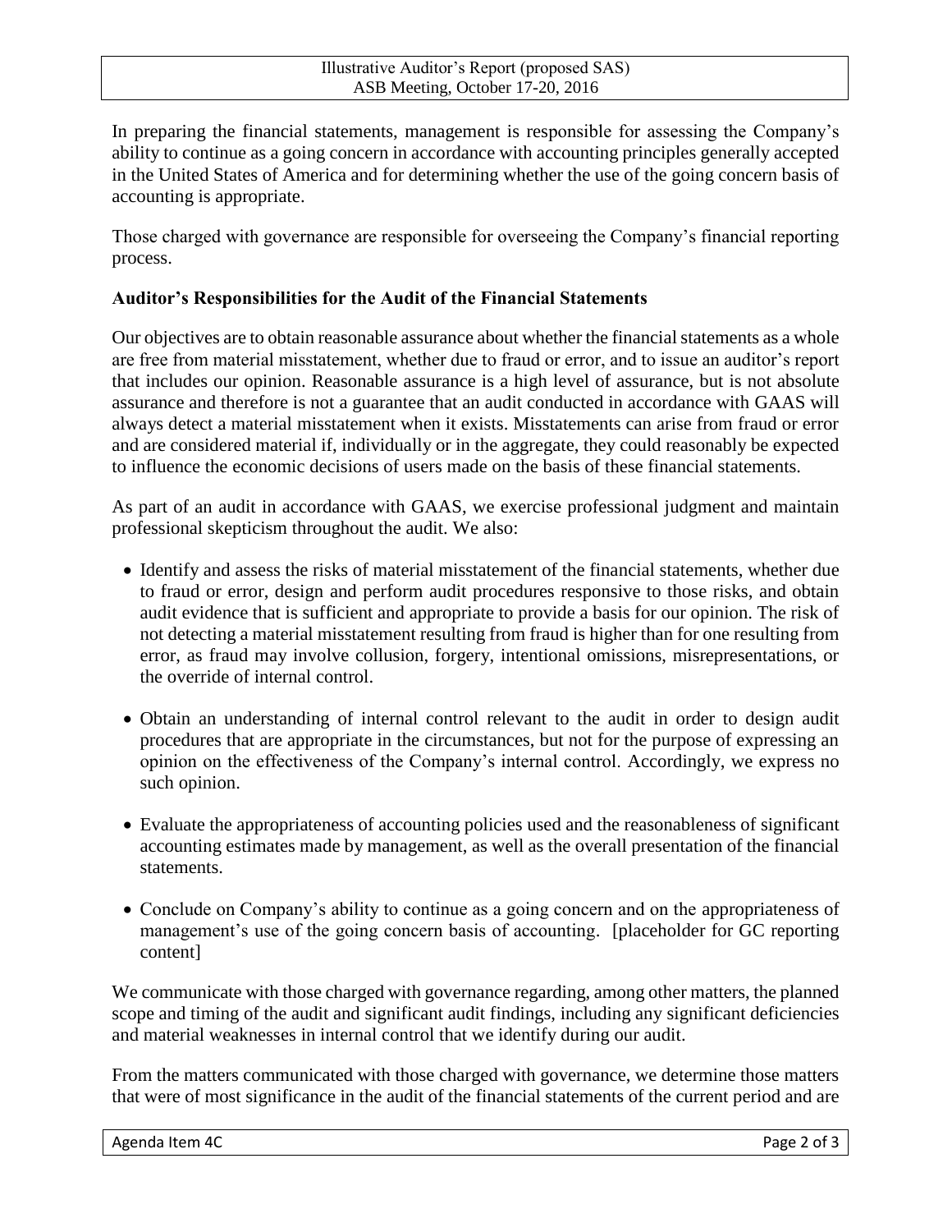In preparing the financial statements, management is responsible for assessing the Company's ability to continue as a going concern in accordance with accounting principles generally accepted in the United States of America and for determining whether the use of the going concern basis of accounting is appropriate.

Those charged with governance are responsible for overseeing the Company's financial reporting process.

**Auditor's Responsibilities for the Audit of the Financial Statements**

Our objectives are to obtain reasonable assurance about whether the financial statements as a whole are free from material misstatement, whether due to fraud or error, and to issue an auditor's report that includes our opinion. Reasonable assurance is a high level of assurance, but is not absolute assurance and therefore is not a guarantee that an audit conducted in accordance with GAAS will always detect a material misstatement when it exists. Misstatements can arise from fraud or error and are considered material if, individually or in the aggregate, they could reasonably be expected to influence the economic decisions of users made on the basis of these financial statements.

As part of an audit in accordance with GAAS, we exercise professional judgment and maintain professional skepticism throughout the audit. We also:

- Identify and assess the risks of material misstatement of the financial statements, whether due to fraud or error, design and perform audit procedures responsive to those risks, and obtain audit evidence that is sufficient and appropriate to provide a basis for our opinion. The risk of not detecting a material misstatement resulting from fraud is higher than for one resulting from error, as fraud may involve collusion, forgery, intentional omissions, misrepresentations, or the override of internal control.

- Obtain an understanding of internal control relevant to the audit in order to design audit procedures that are appropriate in the circumstances, but not for the purpose of expressing an opinion on the effectiveness of the Company's internal control. Accordingly, we express no such opinion.

- Evaluate the appropriateness of accounting policies used and the reasonableness of significant accounting estimates made by management, as well as the overall presentation of the financial statements.

- Conclude on Company's ability to continue as a going concern and on the appropriateness of management's use of the going concern basis of accounting. [placeholder for GC reporting content]

We communicate with those charged with governance regarding, among other matters, the planned scope and timing of the audit and significant audit findings, including any significant deficiencies and material weaknesses in internal control that we identify during our audit.

From the matters communicated with those charged with governance, we determine those matters that were of most significance in the audit of the financial statements of the current period and are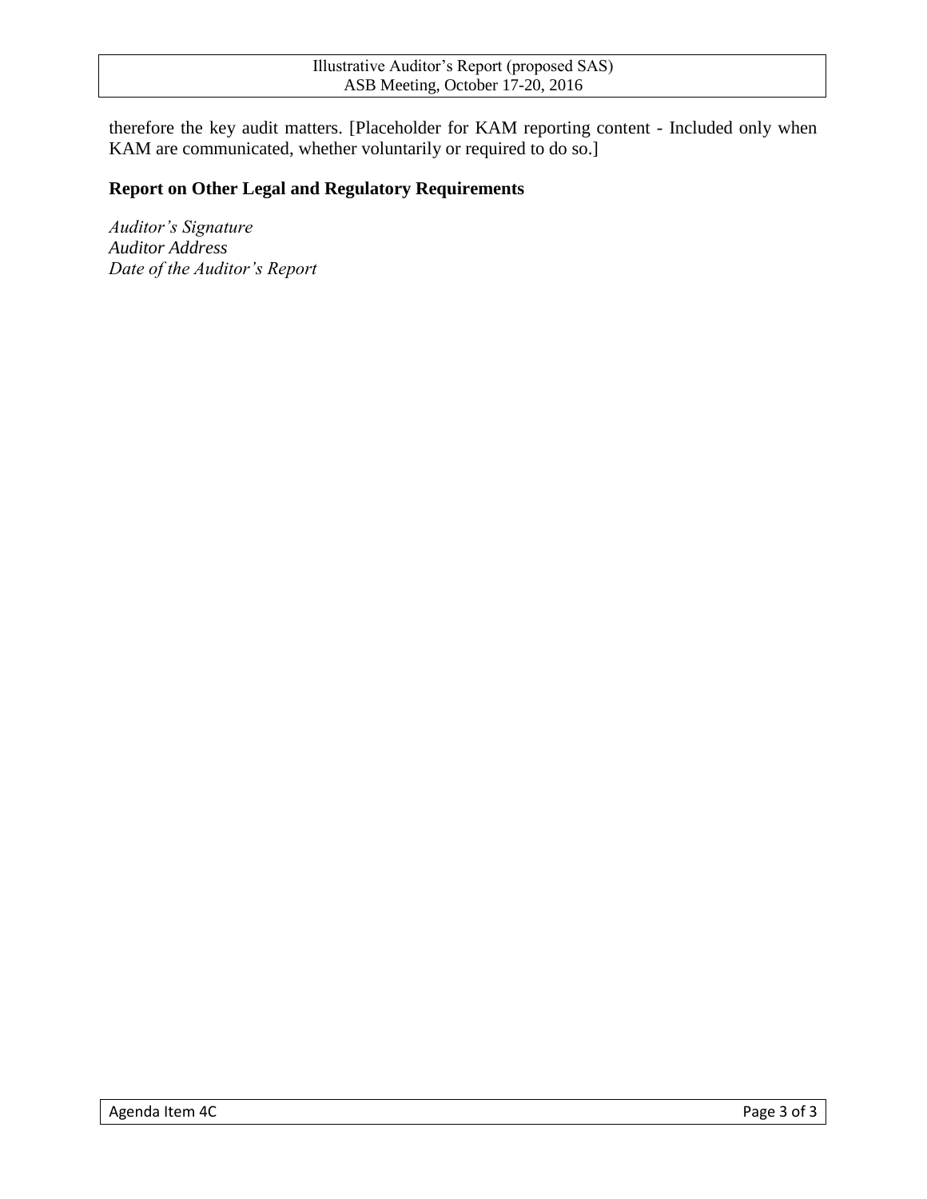therefore the key audit matters. [Placeholder for KAM reporting content - Included only when KAM are communicated, whether voluntarily or required to do so.]

**Report on Other Legal and Regulatory Requirements**

*Auditor's Signature*
*Auditor Address*
*Date of the Auditor's Report*